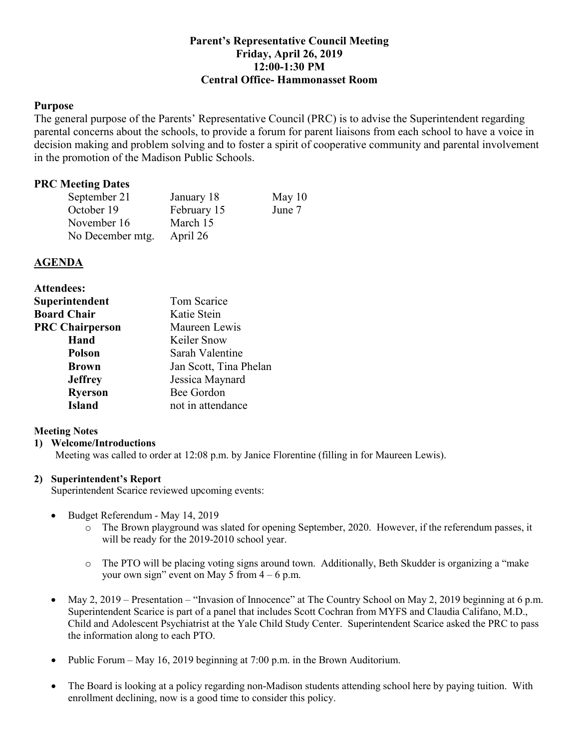**Parent's Representative Council Meeting**
**Friday, April 26, 2019**
**12:00-1:30 PM**
**Central Office- Hammonasset Room**

**Purpose**

The general purpose of the Parents' Representative Council (PRC) is to advise the Superintendent regarding parental concerns about the schools, to provide a forum for parent liaisons from each school to have a voice in decision making and problem solving and to foster a spirit of cooperative community and parental involvement in the promotion of the Madison Public Schools.

**PRC Meeting Dates**

| | | |
|---|---|---|
| September 21 | January 18 | May 10 |
| October 19 | February 15 | June 7 |
| November 16 | March 15 | |
| No December mtg. | April 26 | |

## AGENDA

**Attendees:**

| | |
|---|---|
| **Superintendent** | Tom Scarice |
| **Board Chair** | Katie Stein |
| **PRC Chairperson** | Maureen Lewis |
| **Hand** | Keiler Snow |
| **Polson** | Sarah Valentine |
| **Brown** | Jan Scott, Tina Phelan |
| **Jeffrey** | Jessica Maynard |
| **Ryerson** | Bee Gordon |
| **Island** | not in attendance |

**Meeting Notes**

**1) Welcome/Introductions**

Meeting was called to order at 12:08 p.m. by Janice Florentine (filling in for Maureen Lewis).

**2) Superintendent's Report**

Superintendent Scarice reviewed upcoming events:

- Budget Referendum - May 14, 2019
  - The Brown playground was slated for opening September, 2020. However, if the referendum passes, it will be ready for the 2019-2010 school year.
  - The PTO will be placing voting signs around town. Additionally, Beth Skudder is organizing a "make your own sign" event on May 5 from 4 – 6 p.m.
- May 2, 2019 – Presentation – "Invasion of Innocence" at The Country School on May 2, 2019 beginning at 6 p.m. Superintendent Scarice is part of a panel that includes Scott Cochran from MYFS and Claudia Califano, M.D., Child and Adolescent Psychiatrist at the Yale Child Study Center. Superintendent Scarice asked the PRC to pass the information along to each PTO.
- Public Forum – May 16, 2019 beginning at 7:00 p.m. in the Brown Auditorium.
- The Board is looking at a policy regarding non-Madison students attending school here by paying tuition. With enrollment declining, now is a good time to consider this policy.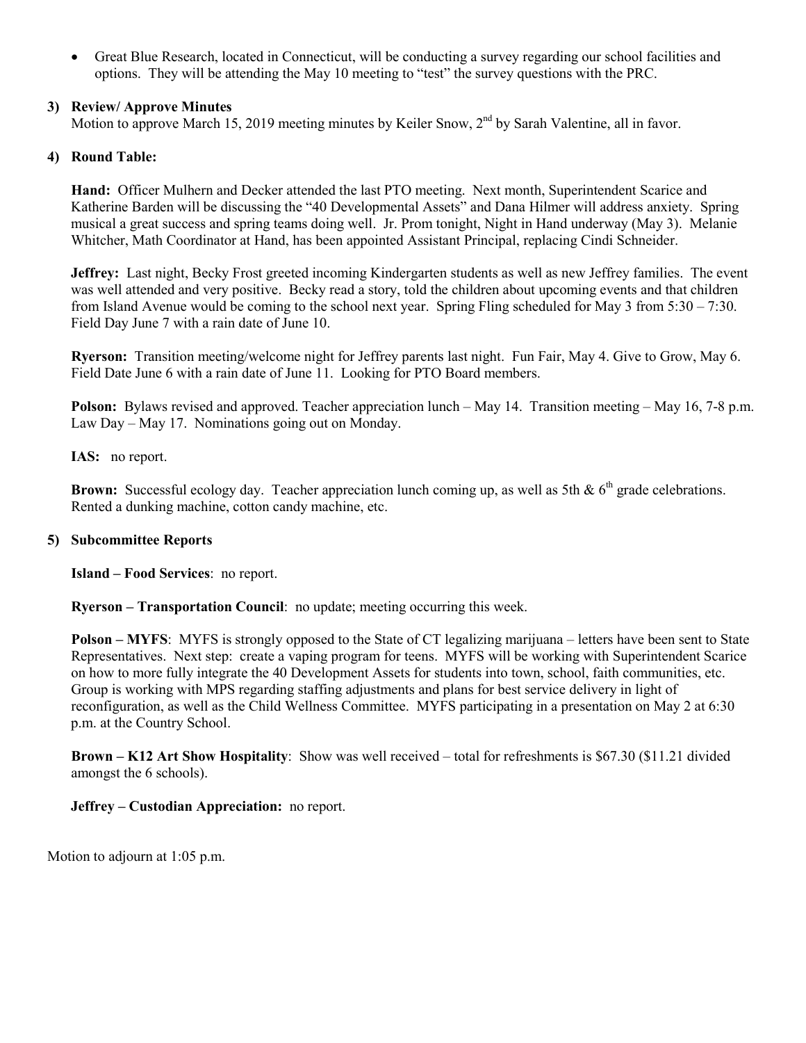- Great Blue Research, located in Connecticut, will be conducting a survey regarding our school facilities and options. They will be attending the May 10 meeting to "test" the survey questions with the PRC.

**3) Review/ Approve Minutes**

Motion to approve March 15, 2019 meeting minutes by Keiler Snow, 2nd by Sarah Valentine, all in favor.

**4) Round Table:**

**Hand:** Officer Mulhern and Decker attended the last PTO meeting. Next month, Superintendent Scarice and Katherine Barden will be discussing the "40 Developmental Assets" and Dana Hilmer will address anxiety. Spring musical a great success and spring teams doing well. Jr. Prom tonight, Night in Hand underway (May 3). Melanie Whitcher, Math Coordinator at Hand, has been appointed Assistant Principal, replacing Cindi Schneider.

**Jeffrey:** Last night, Becky Frost greeted incoming Kindergarten students as well as new Jeffrey families. The event was well attended and very positive. Becky read a story, told the children about upcoming events and that children from Island Avenue would be coming to the school next year. Spring Fling scheduled for May 3 from 5:30 – 7:30. Field Day June 7 with a rain date of June 10.

**Ryerson:** Transition meeting/welcome night for Jeffrey parents last night. Fun Fair, May 4. Give to Grow, May 6. Field Date June 6 with a rain date of June 11. Looking for PTO Board members.

**Polson:** Bylaws revised and approved. Teacher appreciation lunch – May 14. Transition meeting – May 16, 7-8 p.m. Law Day – May 17. Nominations going out on Monday.

**IAS:** no report.

**Brown:** Successful ecology day. Teacher appreciation lunch coming up, as well as 5th & 6th grade celebrations. Rented a dunking machine, cotton candy machine, etc.

**5) Subcommittee Reports**

**Island – Food Services**: no report.

**Ryerson – Transportation Council**: no update; meeting occurring this week.

**Polson – MYFS**: MYFS is strongly opposed to the State of CT legalizing marijuana – letters have been sent to State Representatives. Next step: create a vaping program for teens. MYFS will be working with Superintendent Scarice on how to more fully integrate the 40 Development Assets for students into town, school, faith communities, etc. Group is working with MPS regarding staffing adjustments and plans for best service delivery in light of reconfiguration, as well as the Child Wellness Committee. MYFS participating in a presentation on May 2 at 6:30 p.m. at the Country School.

**Brown – K12 Art Show Hospitality**: Show was well received – total for refreshments is $67.30 ($11.21 divided amongst the 6 schools).

**Jeffrey – Custodian Appreciation:** no report.

Motion to adjourn at 1:05 p.m.